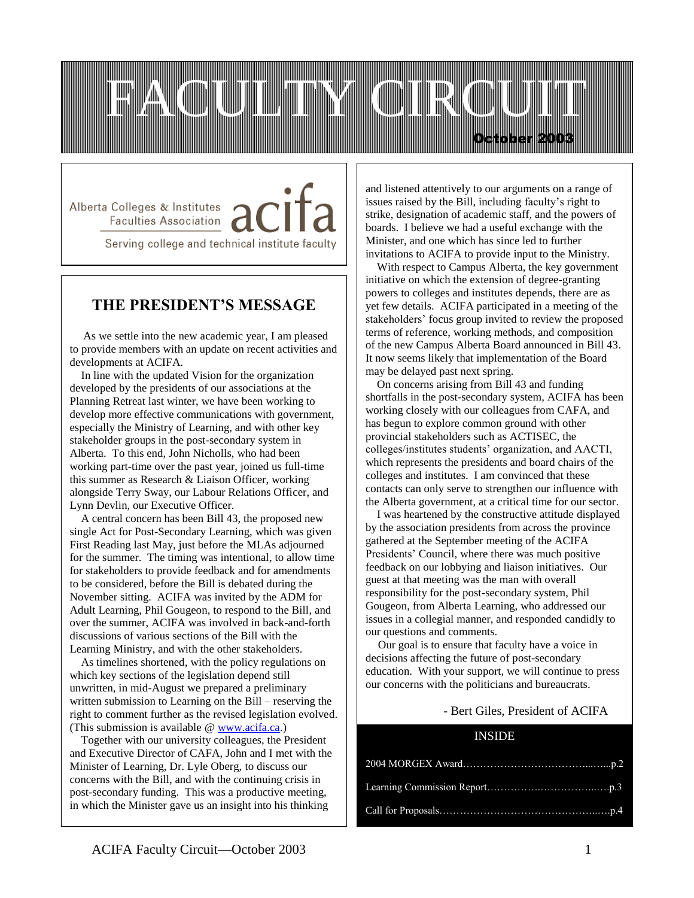# FACULTY CIRCUIT

**October 2003**

Alberta Colleges & Institutes Faculties Association **acifa**

Serving college and technical institute faculty

## THE PRESIDENT'S MESSAGE

As we settle into the new academic year, I am pleased to provide members with an update on recent activities and developments at ACIFA.

In line with the updated Vision for the organization developed by the presidents of our associations at the Planning Retreat last winter, we have been working to develop more effective communications with government, especially the Ministry of Learning, and with other key stakeholder groups in the post-secondary system in Alberta. To this end, John Nicholls, who had been working part-time over the past year, joined us full-time this summer as Research & Liaison Officer, working alongside Terry Sway, our Labour Relations Officer, and Lynn Devlin, our Executive Officer.

A central concern has been Bill 43, the proposed new single Act for Post-Secondary Learning, which was given First Reading last May, just before the MLAs adjourned for the summer. The timing was intentional, to allow time for stakeholders to provide feedback and for amendments to be considered, before the Bill is debated during the November sitting. ACIFA was invited by the ADM for Adult Learning, Phil Gougeon, to respond to the Bill, and over the summer, ACIFA was involved in back-and-forth discussions of various sections of the Bill with the Learning Ministry, and with the other stakeholders.

As timelines shortened, with the policy regulations on which key sections of the legislation depend still unwritten, in mid-August we prepared a preliminary written submission to Learning on the Bill – reserving the right to comment further as the revised legislation evolved. (This submission is available @ www.acifa.ca.)

Together with our university colleagues, the President and Executive Director of CAFA, John and I met with the Minister of Learning, Dr. Lyle Oberg, to discuss our concerns with the Bill, and with the continuing crisis in post-secondary funding. This was a productive meeting, in which the Minister gave us an insight into his thinking and listened attentively to our arguments on a range of issues raised by the Bill, including faculty's right to strike, designation of academic staff, and the powers of boards. I believe we had a useful exchange with the Minister, and one which has since led to further invitations to ACIFA to provide input to the Ministry.

With respect to Campus Alberta, the key government initiative on which the extension of degree-granting powers to colleges and institutes depends, there are as yet few details. ACIFA participated in a meeting of the stakeholders' focus group invited to review the proposed terms of reference, working methods, and composition of the new Campus Alberta Board announced in Bill 43. It now seems likely that implementation of the Board may be delayed past next spring.

On concerns arising from Bill 43 and funding shortfalls in the post-secondary system, ACIFA has been working closely with our colleagues from CAFA, and has begun to explore common ground with other provincial stakeholders such as ACTISEC, the colleges/institutes students' organization, and AACTI, which represents the presidents and board chairs of the colleges and institutes. I am convinced that these contacts can only serve to strengthen our influence with the Alberta government, at a critical time for our sector.

I was heartened by the constructive attitude displayed by the association presidents from across the province gathered at the September meeting of the ACIFA Presidents' Council, where there was much positive feedback on our lobbying and liaison initiatives. Our guest at that meeting was the man with overall responsibility for the post-secondary system, Phil Gougeon, from Alberta Learning, who addressed our issues in a collegial manner, and responded candidly to our questions and comments.

Our goal is to ensure that faculty have a voice in decisions affecting the future of post-secondary education. With your support, we will continue to press our concerns with the politicians and bureaucrats.

- Bert Giles, President of ACIFA

### INSIDE

- 2004 MORGEX Award……………………………………p.2
- Learning Commission Report……………………………p.3
- Call for Proposals…………………………………………p.4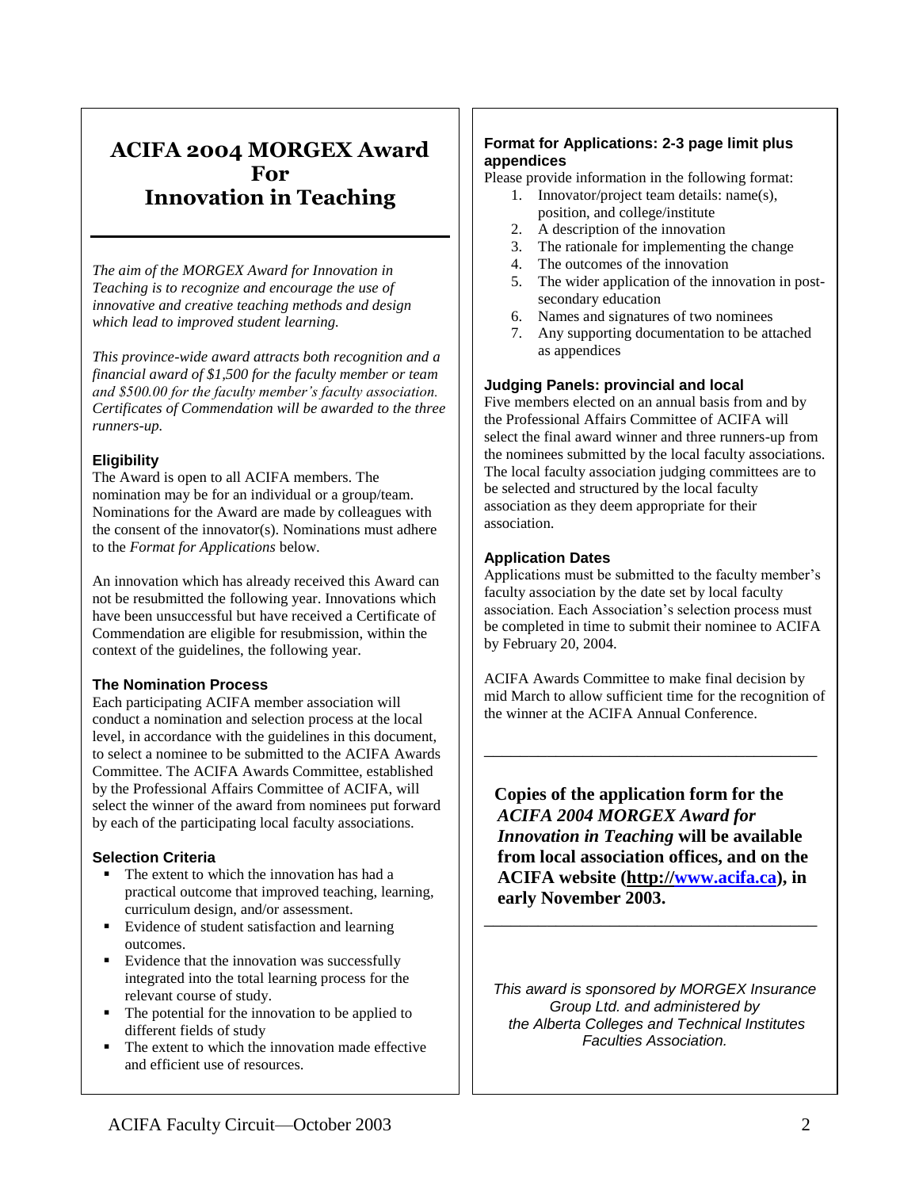# ACIFA 2004 MORGEX Award For Innovation in Teaching

*The aim of the MORGEX Award for Innovation in Teaching is to recognize and encourage the use of innovative and creative teaching methods and design which lead to improved student learning.*

*This province-wide award attracts both recognition and a financial award of $1,500 for the faculty member or team and $500.00 for the faculty member's faculty association. Certificates of Commendation will be awarded to the three runners-up.*

### Eligibility

The Award is open to all ACIFA members. The nomination may be for an individual or a group/team. Nominations for the Award are made by colleagues with the consent of the innovator(s). Nominations must adhere to the *Format for Applications* below.

An innovation which has already received this Award can not be resubmitted the following year. Innovations which have been unsuccessful but have received a Certificate of Commendation are eligible for resubmission, within the context of the guidelines, the following year.

### The Nomination Process

Each participating ACIFA member association will conduct a nomination and selection process at the local level, in accordance with the guidelines in this document, to select a nominee to be submitted to the ACIFA Awards Committee. The ACIFA Awards Committee, established by the Professional Affairs Committee of ACIFA, will select the winner of the award from nominees put forward by each of the participating local faculty associations.

### Selection Criteria

- The extent to which the innovation has had a practical outcome that improved teaching, learning, curriculum design, and/or assessment.
- Evidence of student satisfaction and learning outcomes.
- Evidence that the innovation was successfully integrated into the total learning process for the relevant course of study.
- The potential for the innovation to be applied to different fields of study
- The extent to which the innovation made effective and efficient use of resources.

### Format for Applications: 2-3 page limit plus appendices

Please provide information in the following format:

1. Innovator/project team details: name(s), position, and college/institute
2. A description of the innovation
3. The rationale for implementing the change
4. The outcomes of the innovation
5. The wider application of the innovation in post-secondary education
6. Names and signatures of two nominees
7. Any supporting documentation to be attached as appendices

### Judging Panels: provincial and local

Five members elected on an annual basis from and by the Professional Affairs Committee of ACIFA will select the final award winner and three runners-up from the nominees submitted by the local faculty associations. The local faculty association judging committees are to be selected and structured by the local faculty association as they deem appropriate for their association.

### Application Dates

Applications must be submitted to the faculty member's faculty association by the date set by local faculty association. Each Association's selection process must be completed in time to submit their nominee to ACIFA by February 20, 2004.

ACIFA Awards Committee to make final decision by mid March to allow sufficient time for the recognition of the winner at the ACIFA Annual Conference.

---

**Copies of the application form for the *ACIFA 2004 MORGEX Award for Innovation in Teaching* will be available from local association offices, and on the ACIFA website (http://www.acifa.ca), in early November 2003.**

---

*This award is sponsored by MORGEX Insurance Group Ltd. and administered by the Alberta Colleges and Technical Institutes Faculties Association.*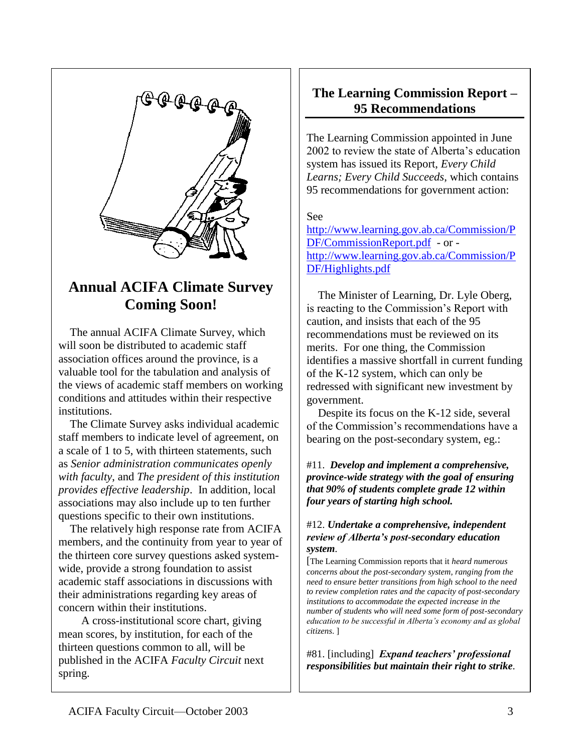## Annual ACIFA Climate Survey Coming Soon!

The annual ACIFA Climate Survey, which will soon be distributed to academic staff association offices around the province, is a valuable tool for the tabulation and analysis of the views of academic staff members on working conditions and attitudes within their respective institutions.

The Climate Survey asks individual academic staff members to indicate level of agreement, on a scale of 1 to 5, with thirteen statements, such as *Senior administration communicates openly with faculty,* and *The president of this institution provides effective leadership*. In addition, local associations may also include up to ten further questions specific to their own institutions.

The relatively high response rate from ACIFA members, and the continuity from year to year of the thirteen core survey questions asked system-wide, provide a strong foundation to assist academic staff associations in discussions with their administrations regarding key areas of concern within their institutions.

A cross-institutional score chart, giving mean scores, by institution, for each of the thirteen questions common to all, will be published in the ACIFA *Faculty Circuit* next spring.

## The Learning Commission Report – 95 Recommendations

The Learning Commission appointed in June 2002 to review the state of Alberta's education system has issued its Report, *Every Child Learns; Every Child Succeeds*, which contains 95 recommendations for government action:

See http://www.learning.gov.ab.ca/Commission/PDF/CommissionReport.pdf - or - http://www.learning.gov.ab.ca/Commission/PDF/Highlights.pdf

The Minister of Learning, Dr. Lyle Oberg, is reacting to the Commission's Report with caution, and insists that each of the 95 recommendations must be reviewed on its merits. For one thing, the Commission identifies a massive shortfall in current funding of the K-12 system, which can only be redressed with significant new investment by government.

Despite its focus on the K-12 side, several of the Commission's recommendations have a bearing on the post-secondary system, eg.:

#11. ***Develop and implement a comprehensive, province-wide strategy with the goal of ensuring that 90% of students complete grade 12 within four years of starting high school.***

#12. ***Undertake a comprehensive, independent review of Alberta's post-secondary education system***.

[The Learning Commission reports that it *heard numerous concerns about the post-secondary system, ranging from the need to ensure better transitions from high school to the need to review completion rates and the capacity of post-secondary institutions to accommodate the expected increase in the number of students who will need some form of post-secondary education to be successful in Alberta's economy and as global citizens.* ]

#81. [including] ***Expand teachers' professional responsibilities but maintain their right to strike***.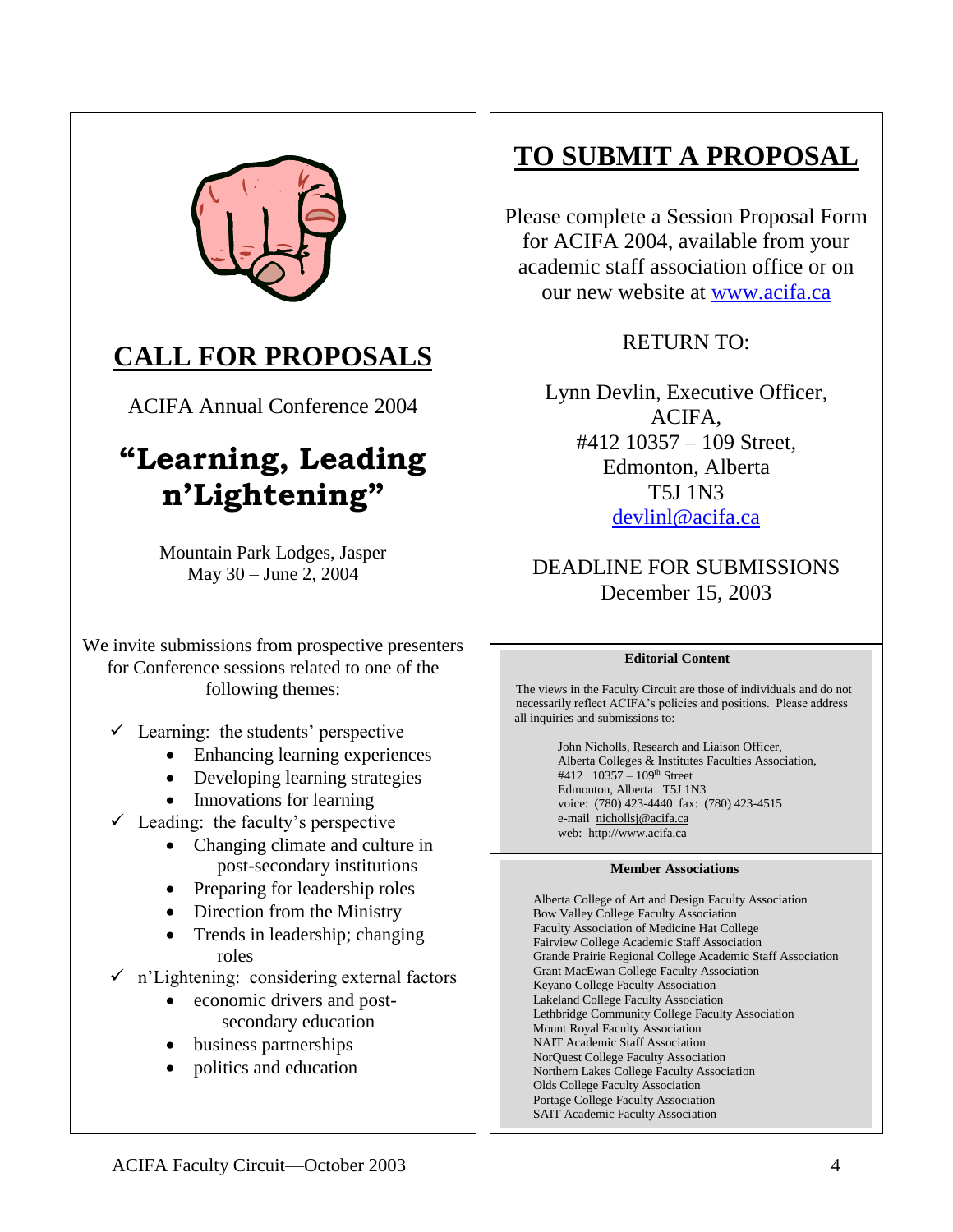## CALL FOR PROPOSALS

ACIFA Annual Conference 2004

# "Learning, Leading n'Lightening"

Mountain Park Lodges, Jasper
May 30 – June 2, 2004

We invite submissions from prospective presenters for Conference sessions related to one of the following themes:

- ✓ Learning: the students' perspective
  - Enhancing learning experiences
  - Developing learning strategies
  - Innovations for learning
- ✓ Leading: the faculty's perspective
  - Changing climate and culture in post-secondary institutions
  - Preparing for leadership roles
  - Direction from the Ministry
  - Trends in leadership; changing roles
- ✓ n'Lightening: considering external factors
  - economic drivers and post-secondary education
  - business partnerships
  - politics and education

## TO SUBMIT A PROPOSAL

Please complete a Session Proposal Form for ACIFA 2004, available from your academic staff association office or on our new website at www.acifa.ca

RETURN TO:

Lynn Devlin, Executive Officer,
ACIFA,
#412 10357 – 109 Street,
Edmonton, Alberta
T5J 1N3
devlinl@acifa.ca

DEADLINE FOR SUBMISSIONS
December 15, 2003

**Editorial Content**

The views in the Faculty Circuit are those of individuals and do not necessarily reflect ACIFA's policies and positions. Please address all inquiries and submissions to:

John Nicholls, Research and Liaison Officer,
Alberta Colleges & Institutes Faculties Association,
#412 10357 – 109th Street
Edmonton, Alberta T5J 1N3
voice: (780) 423-4440 fax: (780) 423-4515
e-mail nichollsj@acifa.ca
web: http://www.acifa.ca

**Member Associations**

Alberta College of Art and Design Faculty Association
Bow Valley College Faculty Association
Faculty Association of Medicine Hat College
Fairview College Academic Staff Association
Grande Prairie Regional College Academic Staff Association
Grant MacEwan College Faculty Association
Keyano College Faculty Association
Lakeland College Faculty Association
Lethbridge Community College Faculty Association
Mount Royal Faculty Association
NAIT Academic Staff Association
NorQuest College Faculty Association
Northern Lakes College Faculty Association
Olds College Faculty Association
Portage College Faculty Association
SAIT Academic Faculty Association